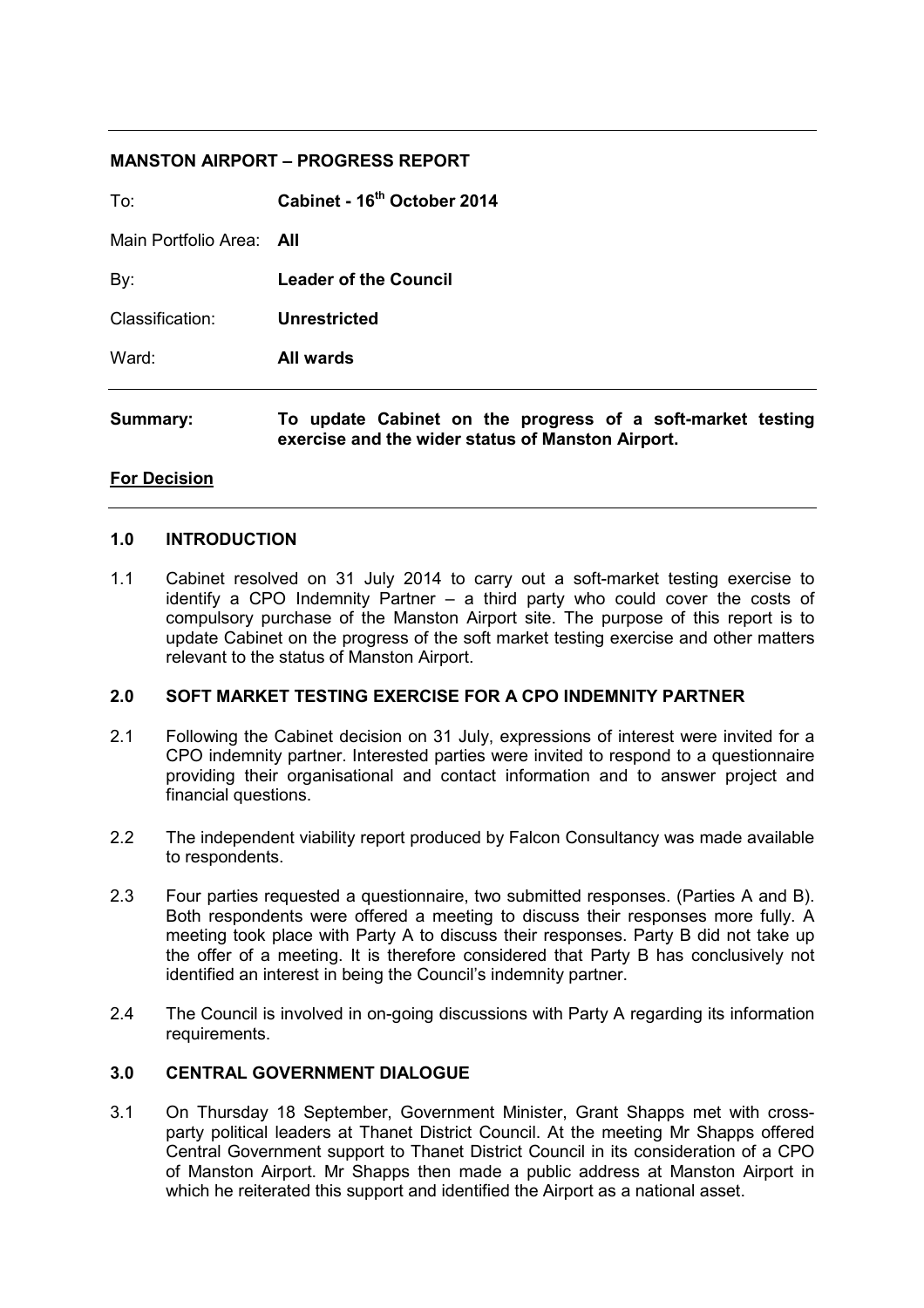## MANSTON AIRPORT – PROGRESS REPORT

| | |
|---|---|
| To: | **Cabinet - 16th October 2014** |
| Main Portfolio Area: | **All** |
| By: | **Leader of the Council** |
| Classification: | **Unrestricted** |
| Ward: | **All wards** |

**Summary:** **To update Cabinet on the progress of a soft-market testing exercise and the wider status of Manston Airport.**

**For Decision**

### 1.0 INTRODUCTION

1.1 Cabinet resolved on 31 July 2014 to carry out a soft-market testing exercise to identify a CPO Indemnity Partner – a third party who could cover the costs of compulsory purchase of the Manston Airport site. The purpose of this report is to update Cabinet on the progress of the soft market testing exercise and other matters relevant to the status of Manston Airport.

### 2.0 SOFT MARKET TESTING EXERCISE FOR A CPO INDEMNITY PARTNER

2.1 Following the Cabinet decision on 31 July, expressions of interest were invited for a CPO indemnity partner. Interested parties were invited to respond to a questionnaire providing their organisational and contact information and to answer project and financial questions.

2.2 The independent viability report produced by Falcon Consultancy was made available to respondents.

2.3 Four parties requested a questionnaire, two submitted responses. (Parties A and B). Both respondents were offered a meeting to discuss their responses more fully. A meeting took place with Party A to discuss their responses. Party B did not take up the offer of a meeting. It is therefore considered that Party B has conclusively not identified an interest in being the Council's indemnity partner.

2.4 The Council is involved in on-going discussions with Party A regarding its information requirements.

### 3.0 CENTRAL GOVERNMENT DIALOGUE

3.1 On Thursday 18 September, Government Minister, Grant Shapps met with cross-party political leaders at Thanet District Council. At the meeting Mr Shapps offered Central Government support to Thanet District Council in its consideration of a CPO of Manston Airport. Mr Shapps then made a public address at Manston Airport in which he reiterated this support and identified the Airport as a national asset.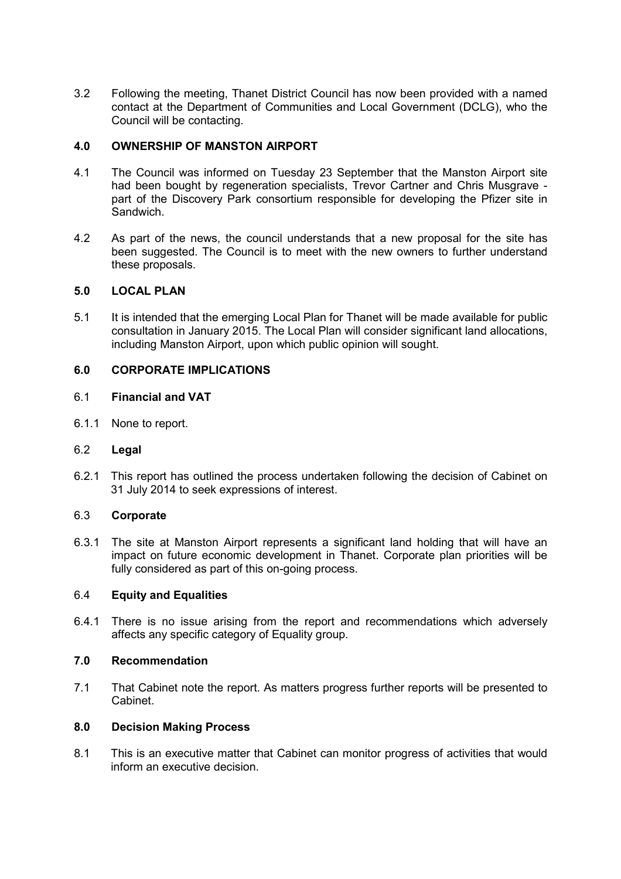3.2 Following the meeting, Thanet District Council has now been provided with a named contact at the Department of Communities and Local Government (DCLG), who the Council will be contacting.

## 4.0 OWNERSHIP OF MANSTON AIRPORT

4.1 The Council was informed on Tuesday 23 September that the Manston Airport site had been bought by regeneration specialists, Trevor Cartner and Chris Musgrave - part of the Discovery Park consortium responsible for developing the Pfizer site in Sandwich.

4.2 As part of the news, the council understands that a new proposal for the site has been suggested. The Council is to meet with the new owners to further understand these proposals.

## 5.0 LOCAL PLAN

5.1 It is intended that the emerging Local Plan for Thanet will be made available for public consultation in January 2015. The Local Plan will consider significant land allocations, including Manston Airport, upon which public opinion will sought.

## 6.0 CORPORATE IMPLICATIONS

### 6.1 Financial and VAT

6.1.1 None to report.

### 6.2 Legal

6.2.1 This report has outlined the process undertaken following the decision of Cabinet on 31 July 2014 to seek expressions of interest.

### 6.3 Corporate

6.3.1 The site at Manston Airport represents a significant land holding that will have an impact on future economic development in Thanet. Corporate plan priorities will be fully considered as part of this on-going process.

### 6.4 Equity and Equalities

6.4.1 There is no issue arising from the report and recommendations which adversely affects any specific category of Equality group.

## 7.0 Recommendation

7.1 That Cabinet note the report. As matters progress further reports will be presented to Cabinet.

## 8.0 Decision Making Process

8.1 This is an executive matter that Cabinet can monitor progress of activities that would inform an executive decision.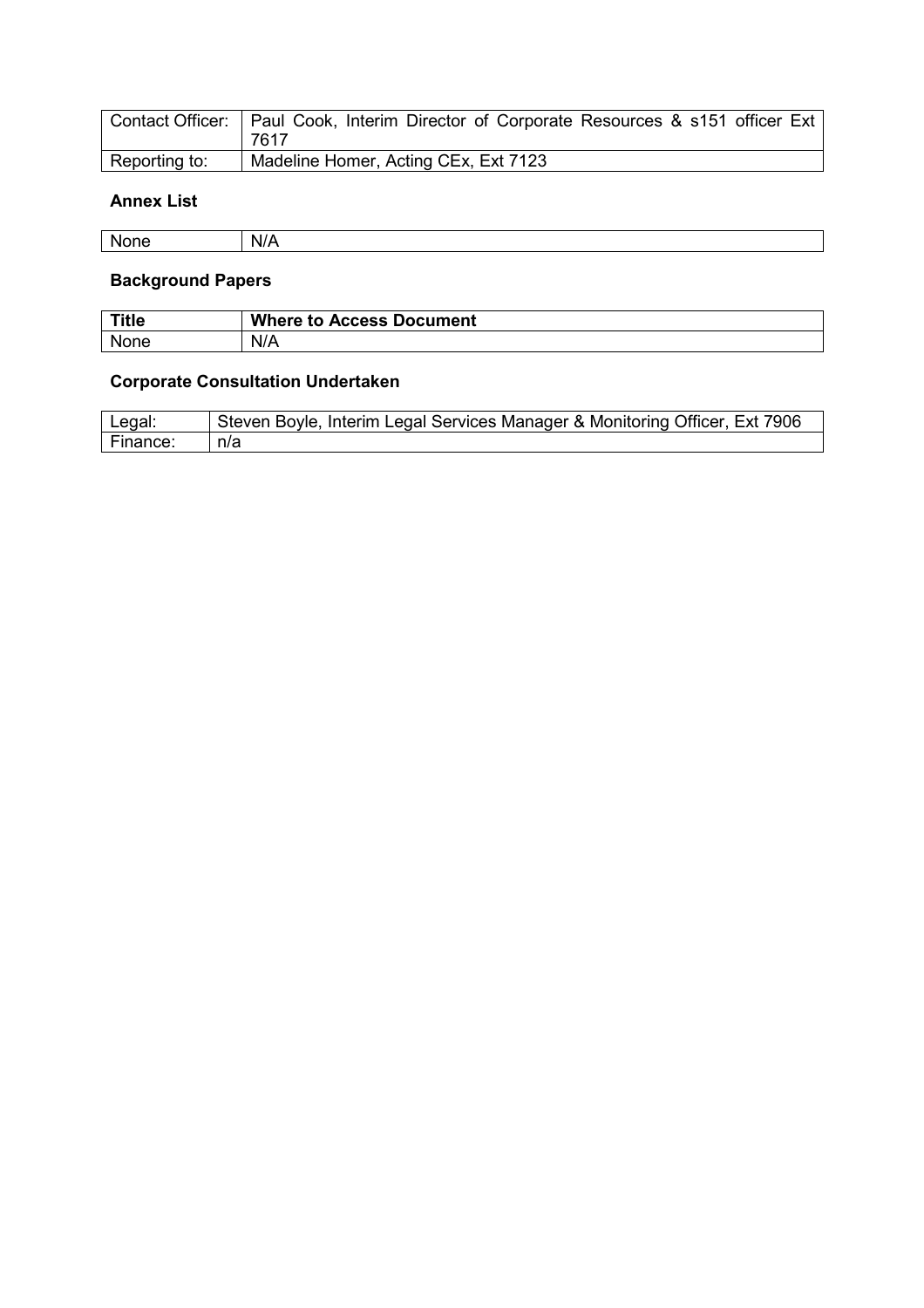| | |
|---|---|
| Contact Officer: | Paul Cook, Interim Director of Corporate Resources & s151 officer Ext 7617 |
| Reporting to: | Madeline Homer, Acting CEx, Ext 7123 |

**Annex List**

| | |
|---|---|
| None | N/A |

**Background Papers**

| Title | Where to Access Document |
|---|---|
| None | N/A |

**Corporate Consultation Undertaken**

| | |
|---|---|
| Legal: | Steven Boyle, Interim Legal Services Manager & Monitoring Officer, Ext 7906 |
| Finance: | n/a |